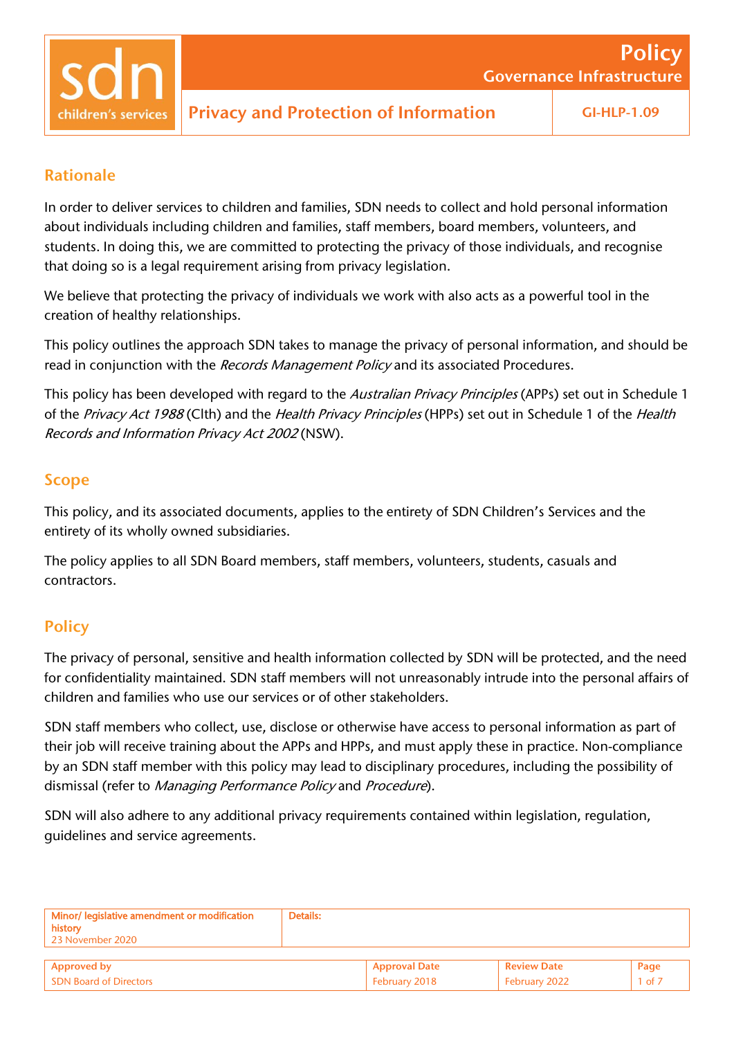# Privacy and Protection of Information

**Policy — Governance Infrastructure**

**GI-HLP-1.09**

## Rationale

In order to deliver services to children and families, SDN needs to collect and hold personal information about individuals including children and families, staff members, board members, volunteers, and students. In doing this, we are committed to protecting the privacy of those individuals, and recognise that doing so is a legal requirement arising from privacy legislation.

We believe that protecting the privacy of individuals we work with also acts as a powerful tool in the creation of healthy relationships.

This policy outlines the approach SDN takes to manage the privacy of personal information, and should be read in conjunction with the *Records Management Policy* and its associated Procedures.

This policy has been developed with regard to the *Australian Privacy Principles* (APPs) set out in Schedule 1 of the *Privacy Act 1988* (Clth) and the *Health Privacy Principles* (HPPs) set out in Schedule 1 of the *Health Records and Information Privacy Act 2002* (NSW).

## Scope

This policy, and its associated documents, applies to the entirety of SDN Children's Services and the entirety of its wholly owned subsidiaries.

The policy applies to all SDN Board members, staff members, volunteers, students, casuals and contractors.

## Policy

The privacy of personal, sensitive and health information collected by SDN will be protected, and the need for confidentiality maintained. SDN staff members will not unreasonably intrude into the personal affairs of children and families who use our services or of other stakeholders.

SDN staff members who collect, use, disclose or otherwise have access to personal information as part of their job will receive training about the APPs and HPPs, and must apply these in practice. Non-compliance by an SDN staff member with this policy may lead to disciplinary procedures, including the possibility of dismissal (refer to *Managing Performance Policy* and *Procedure*).

SDN will also adhere to any additional privacy requirements contained within legislation, regulation, guidelines and service agreements.

| Minor/ legislative amendment or modification history | Details: |
|---|---|
| 23 November 2020 | |

| Approved by | Approval Date | Review Date |
|---|---|---|
| SDN Board of Directors | February 2018 | February 2022 |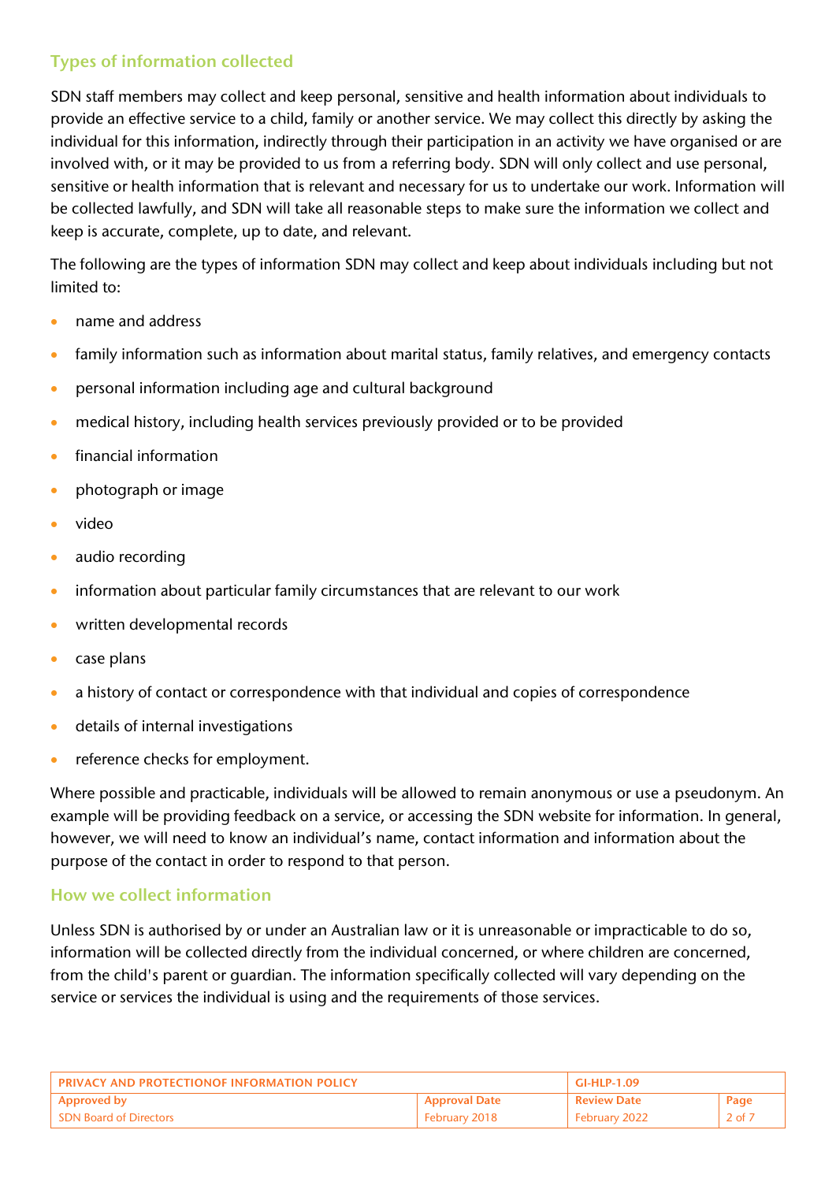## Types of information collected

SDN staff members may collect and keep personal, sensitive and health information about individuals to provide an effective service to a child, family or another service. We may collect this directly by asking the individual for this information, indirectly through their participation in an activity we have organised or are involved with, or it may be provided to us from a referring body. SDN will only collect and use personal, sensitive or health information that is relevant and necessary for us to undertake our work. Information will be collected lawfully, and SDN will take all reasonable steps to make sure the information we collect and keep is accurate, complete, up to date, and relevant.

The following are the types of information SDN may collect and keep about individuals including but not limited to:

- name and address
- family information such as information about marital status, family relatives, and emergency contacts
- personal information including age and cultural background
- medical history, including health services previously provided or to be provided
- financial information
- photograph or image
- video
- audio recording
- information about particular family circumstances that are relevant to our work
- written developmental records
- case plans
- a history of contact or correspondence with that individual and copies of correspondence
- details of internal investigations
- reference checks for employment.

Where possible and practicable, individuals will be allowed to remain anonymous or use a pseudonym. An example will be providing feedback on a service, or accessing the SDN website for information. In general, however, we will need to know an individual's name, contact information and information about the purpose of the contact in order to respond to that person.

## How we collect information

Unless SDN is authorised by or under an Australian law or it is unreasonable or impracticable to do so, information will be collected directly from the individual concerned, or where children are concerned, from the child's parent or guardian. The information specifically collected will vary depending on the service or services the individual is using and the requirements of those services.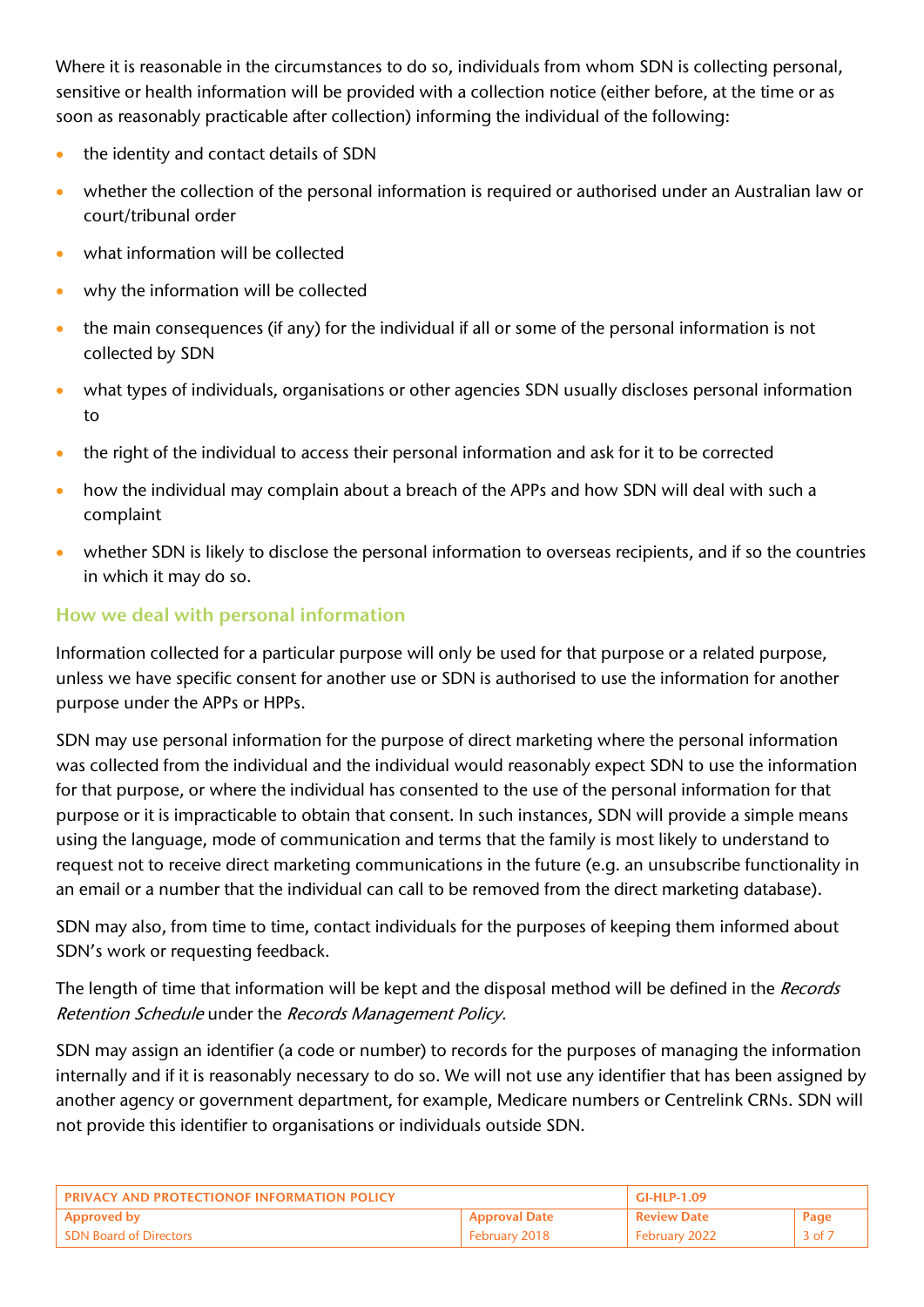Where it is reasonable in the circumstances to do so, individuals from whom SDN is collecting personal, sensitive or health information will be provided with a collection notice (either before, at the time or as soon as reasonably practicable after collection) informing the individual of the following:

- the identity and contact details of SDN
- whether the collection of the personal information is required or authorised under an Australian law or court/tribunal order
- what information will be collected
- why the information will be collected
- the main consequences (if any) for the individual if all or some of the personal information is not collected by SDN
- what types of individuals, organisations or other agencies SDN usually discloses personal information to
- the right of the individual to access their personal information and ask for it to be corrected
- how the individual may complain about a breach of the APPs and how SDN will deal with such a complaint
- whether SDN is likely to disclose the personal information to overseas recipients, and if so the countries in which it may do so.

## How we deal with personal information

Information collected for a particular purpose will only be used for that purpose or a related purpose, unless we have specific consent for another use or SDN is authorised to use the information for another purpose under the APPs or HPPs.

SDN may use personal information for the purpose of direct marketing where the personal information was collected from the individual and the individual would reasonably expect SDN to use the information for that purpose, or where the individual has consented to the use of the personal information for that purpose or it is impracticable to obtain that consent. In such instances, SDN will provide a simple means using the language, mode of communication and terms that the family is most likely to understand to request not to receive direct marketing communications in the future (e.g. an unsubscribe functionality in an email or a number that the individual can call to be removed from the direct marketing database).

SDN may also, from time to time, contact individuals for the purposes of keeping them informed about SDN's work or requesting feedback.

The length of time that information will be kept and the disposal method will be defined in the *Records Retention Schedule* under the *Records Management Policy*.

SDN may assign an identifier (a code or number) to records for the purposes of managing the information internally and if it is reasonably necessary to do so. We will not use any identifier that has been assigned by another agency or government department, for example, Medicare numbers or Centrelink CRNs. SDN will not provide this identifier to organisations or individuals outside SDN.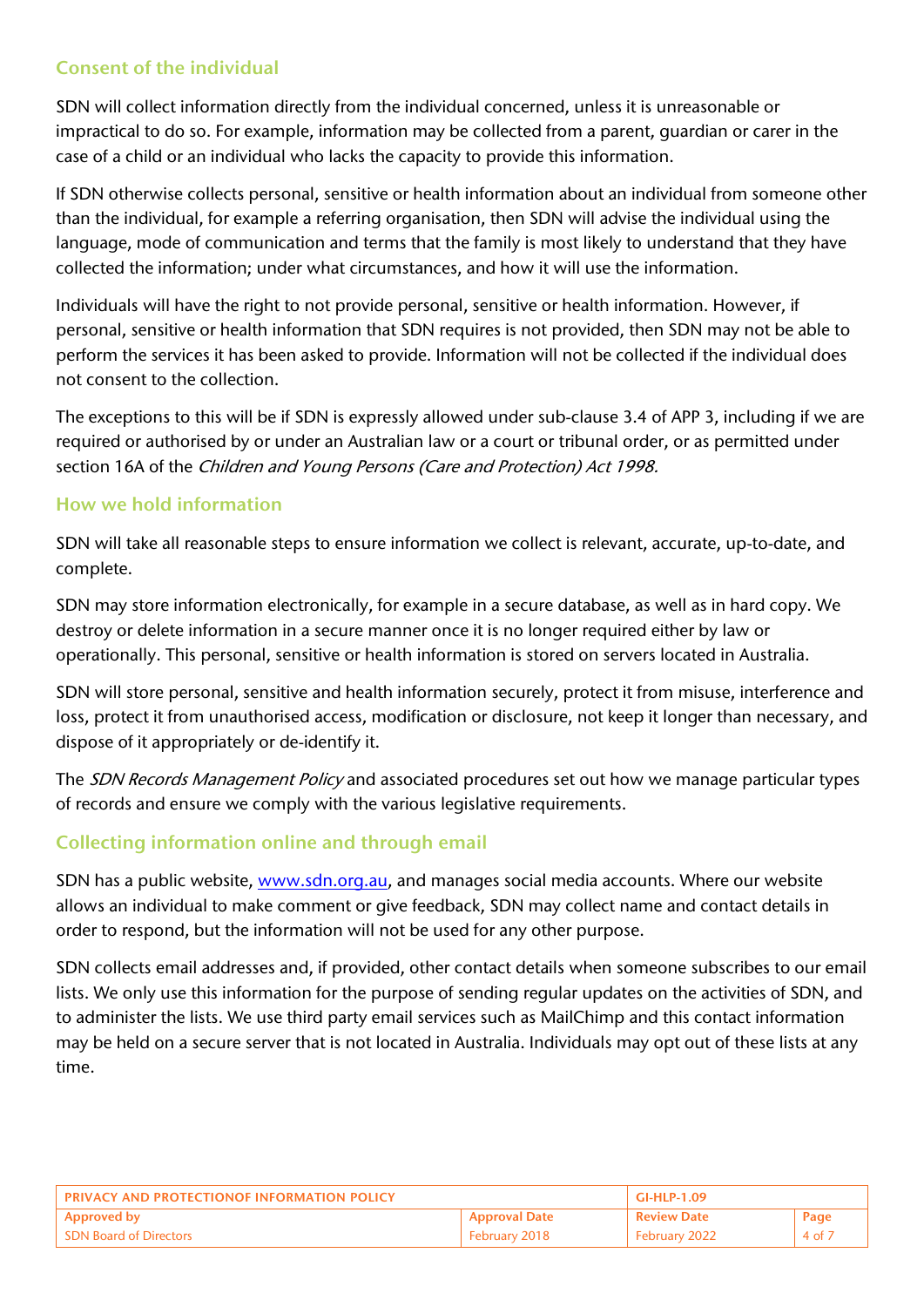## Consent of the individual

SDN will collect information directly from the individual concerned, unless it is unreasonable or impractical to do so. For example, information may be collected from a parent, guardian or carer in the case of a child or an individual who lacks the capacity to provide this information.

If SDN otherwise collects personal, sensitive or health information about an individual from someone other than the individual, for example a referring organisation, then SDN will advise the individual using the language, mode of communication and terms that the family is most likely to understand that they have collected the information; under what circumstances, and how it will use the information.

Individuals will have the right to not provide personal, sensitive or health information. However, if personal, sensitive or health information that SDN requires is not provided, then SDN may not be able to perform the services it has been asked to provide. Information will not be collected if the individual does not consent to the collection.

The exceptions to this will be if SDN is expressly allowed under sub-clause 3.4 of APP 3, including if we are required or authorised by or under an Australian law or a court or tribunal order, or as permitted under section 16A of the *Children and Young Persons (Care and Protection) Act 1998.*

## How we hold information

SDN will take all reasonable steps to ensure information we collect is relevant, accurate, up-to-date, and complete.

SDN may store information electronically, for example in a secure database, as well as in hard copy. We destroy or delete information in a secure manner once it is no longer required either by law or operationally. This personal, sensitive or health information is stored on servers located in Australia.

SDN will store personal, sensitive and health information securely, protect it from misuse, interference and loss, protect it from unauthorised access, modification or disclosure, not keep it longer than necessary, and dispose of it appropriately or de-identify it.

The *SDN Records Management Policy* and associated procedures set out how we manage particular types of records and ensure we comply with the various legislative requirements.

## Collecting information online and through email

SDN has a public website, www.sdn.org.au, and manages social media accounts. Where our website allows an individual to make comment or give feedback, SDN may collect name and contact details in order to respond, but the information will not be used for any other purpose.

SDN collects email addresses and, if provided, other contact details when someone subscribes to our email lists. We only use this information for the purpose of sending regular updates on the activities of SDN, and to administer the lists. We use third party email services such as MailChimp and this contact information may be held on a secure server that is not located in Australia. Individuals may opt out of these lists at any time.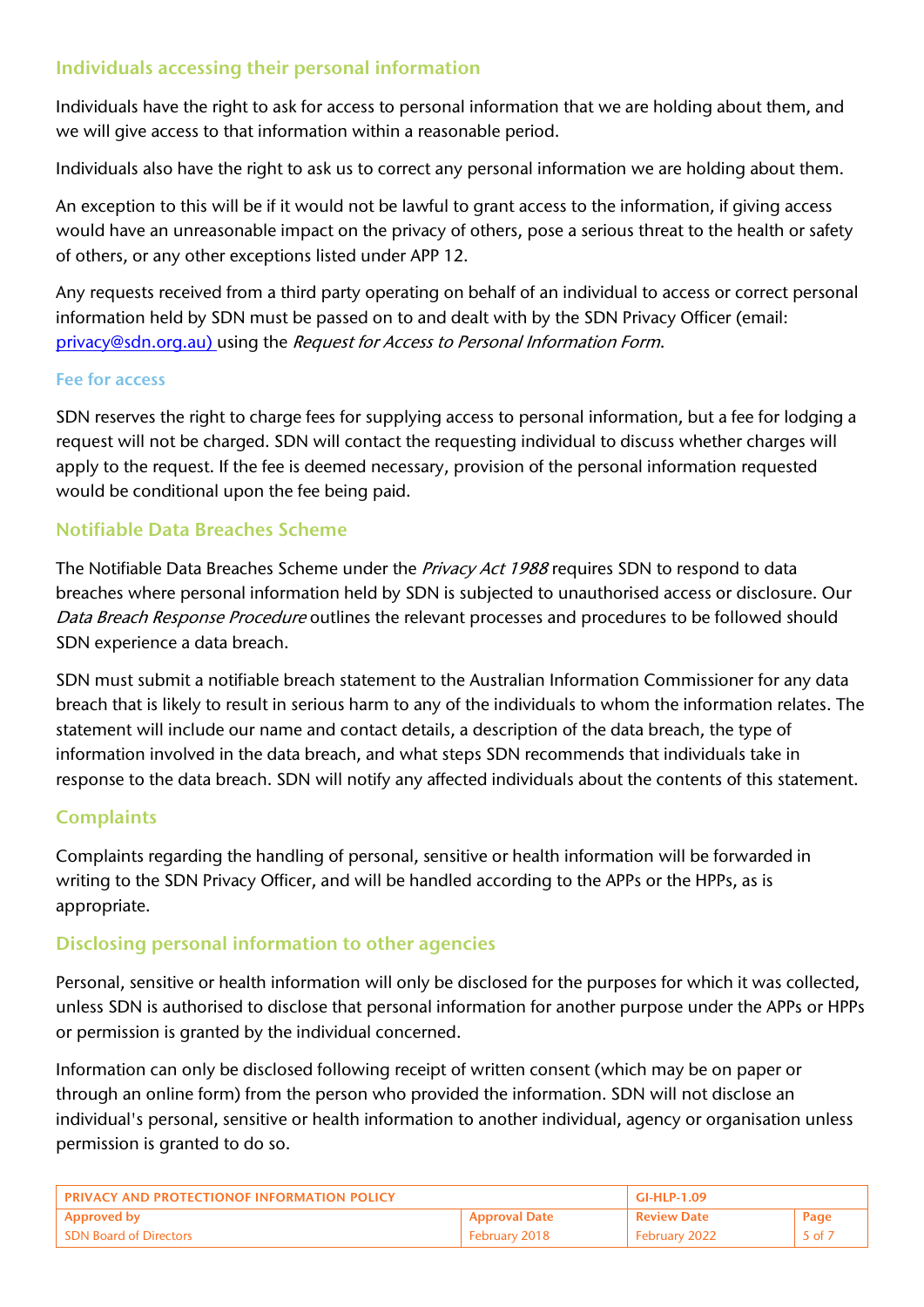## Individuals accessing their personal information

Individuals have the right to ask for access to personal information that we are holding about them, and we will give access to that information within a reasonable period.

Individuals also have the right to ask us to correct any personal information we are holding about them.

An exception to this will be if it would not be lawful to grant access to the information, if giving access would have an unreasonable impact on the privacy of others, pose a serious threat to the health or safety of others, or any other exceptions listed under APP 12.

Any requests received from a third party operating on behalf of an individual to access or correct personal information held by SDN must be passed on to and dealt with by the SDN Privacy Officer (email: privacy@sdn.org.au) using the *Request for Access to Personal Information Form*.

### Fee for access

SDN reserves the right to charge fees for supplying access to personal information, but a fee for lodging a request will not be charged. SDN will contact the requesting individual to discuss whether charges will apply to the request. If the fee is deemed necessary, provision of the personal information requested would be conditional upon the fee being paid.

## Notifiable Data Breaches Scheme

The Notifiable Data Breaches Scheme under the *Privacy Act 1988* requires SDN to respond to data breaches where personal information held by SDN is subjected to unauthorised access or disclosure. Our *Data Breach Response Procedure* outlines the relevant processes and procedures to be followed should SDN experience a data breach.

SDN must submit a notifiable breach statement to the Australian Information Commissioner for any data breach that is likely to result in serious harm to any of the individuals to whom the information relates. The statement will include our name and contact details, a description of the data breach, the type of information involved in the data breach, and what steps SDN recommends that individuals take in response to the data breach. SDN will notify any affected individuals about the contents of this statement.

## Complaints

Complaints regarding the handling of personal, sensitive or health information will be forwarded in writing to the SDN Privacy Officer, and will be handled according to the APPs or the HPPs, as is appropriate.

## Disclosing personal information to other agencies

Personal, sensitive or health information will only be disclosed for the purposes for which it was collected, unless SDN is authorised to disclose that personal information for another purpose under the APPs or HPPs or permission is granted by the individual concerned.

Information can only be disclosed following receipt of written consent (which may be on paper or through an online form) from the person who provided the information. SDN will not disclose an individual's personal, sensitive or health information to another individual, agency or organisation unless permission is granted to do so.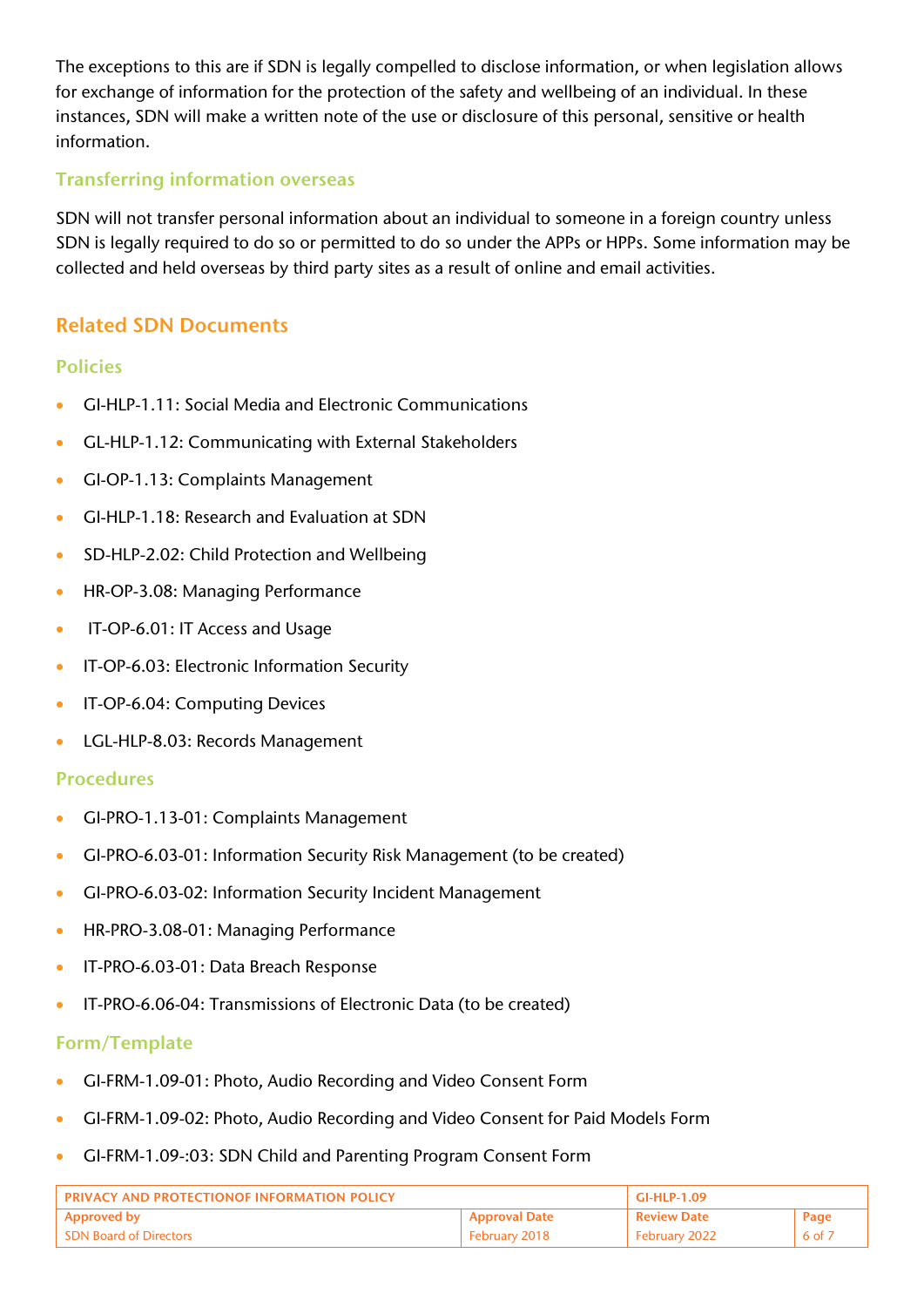The exceptions to this are if SDN is legally compelled to disclose information, or when legislation allows for exchange of information for the protection of the safety and wellbeing of an individual. In these instances, SDN will make a written note of the use or disclosure of this personal, sensitive or health information.

### Transferring information overseas

SDN will not transfer personal information about an individual to someone in a foreign country unless SDN is legally required to do so or permitted to do so under the APPs or HPPs. Some information may be collected and held overseas by third party sites as a result of online and email activities.

## Related SDN Documents

### Policies

- GI-HLP-1.11: Social Media and Electronic Communications
- GL-HLP-1.12: Communicating with External Stakeholders
- GI-OP-1.13: Complaints Management
- GI-HLP-1.18: Research and Evaluation at SDN
- SD-HLP-2.02: Child Protection and Wellbeing
- HR-OP-3.08: Managing Performance
- IT-OP-6.01: IT Access and Usage
- IT-OP-6.03: Electronic Information Security
- IT-OP-6.04: Computing Devices
- LGL-HLP-8.03: Records Management

### Procedures

- GI-PRO-1.13-01: Complaints Management
- GI-PRO-6.03-01: Information Security Risk Management (to be created)
- GI-PRO-6.03-02: Information Security Incident Management
- HR-PRO-3.08-01: Managing Performance
- IT-PRO-6.03-01: Data Breach Response
- IT-PRO-6.06-04: Transmissions of Electronic Data (to be created)

### Form/Template

- GI-FRM-1.09-01: Photo, Audio Recording and Video Consent Form
- GI-FRM-1.09-02: Photo, Audio Recording and Video Consent for Paid Models Form
- GI-FRM-1.09-:03: SDN Child and Parenting Program Consent Form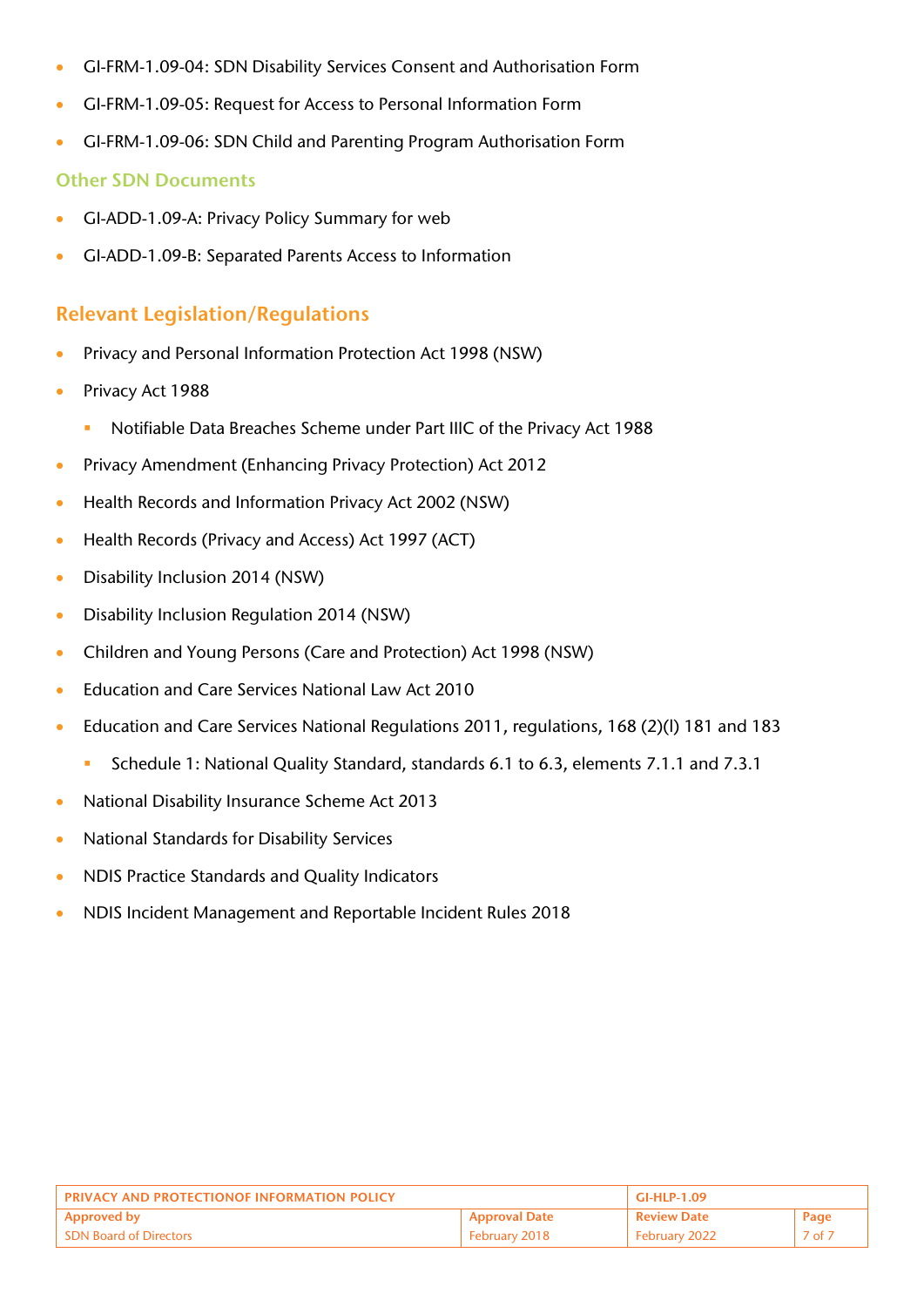- GI-FRM-1.09-04: SDN Disability Services Consent and Authorisation Form
- GI-FRM-1.09-05: Request for Access to Personal Information Form
- GI-FRM-1.09-06: SDN Child and Parenting Program Authorisation Form

### Other SDN Documents

- GI-ADD-1.09-A: Privacy Policy Summary for web
- GI-ADD-1.09-B: Separated Parents Access to Information

## Relevant Legislation/Regulations

- Privacy and Personal Information Protection Act 1998 (NSW)
- Privacy Act 1988
  - Notifiable Data Breaches Scheme under Part IIIC of the Privacy Act 1988
- Privacy Amendment (Enhancing Privacy Protection) Act 2012
- Health Records and Information Privacy Act 2002 (NSW)
- Health Records (Privacy and Access) Act 1997 (ACT)
- Disability Inclusion 2014 (NSW)
- Disability Inclusion Regulation 2014 (NSW)
- Children and Young Persons (Care and Protection) Act 1998 (NSW)
- Education and Care Services National Law Act 2010
- Education and Care Services National Regulations 2011, regulations, 168 (2)(l) 181 and 183
  - Schedule 1: National Quality Standard, standards 6.1 to 6.3, elements 7.1.1 and 7.3.1
- National Disability Insurance Scheme Act 2013
- National Standards for Disability Services
- NDIS Practice Standards and Quality Indicators
- NDIS Incident Management and Reportable Incident Rules 2018